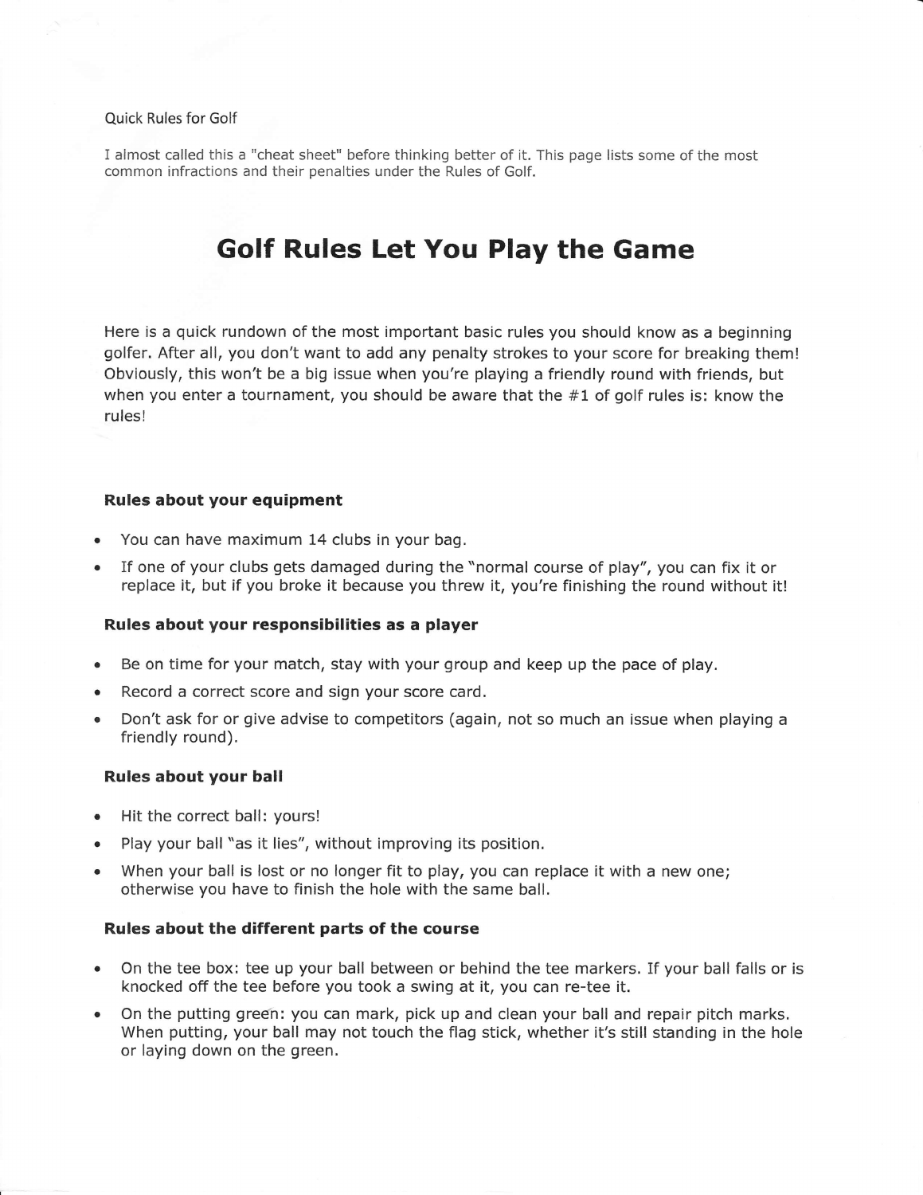Quick Rules for Golf

I almost called this a "cheat sheet" before thinking better of it. This page lists some of the most common infractions and their penalties under the Rules of Golf.

# Golf Rules Let You Play the Game

Here is a quick rundown of the most important basic rules you should know as a beginning golfer. After all, you don't want to add any penalty strokes to your score for breaking them! Obviously, this won't be a big issue when you're playing a friendly round with friends, but when you enter a tournament, you should be aware that the #1 of golf rules is: know the rules!

### Rules about your equipment

- You can have maximum 14 clubs in your bag.
- If one of your clubs gets damaged during the "normal course of play", you can fix it or replace it, but if you broke it because you threw it, you're finishing the round without it!

### Rules about your responsibilities as a player

- Be on time for your match, stay with your group and keep up the pace of play.
- Record a correct score and sign your score card.
- Don't ask for or give advise to competitors (again, not so much an issue when playing a friendly round).

### Rules about your ball

- Hit the correct ball: yours!
- Play your ball "as it lies", without improving its position.
- When your ball is lost or no longer fit to play, you can replace it with a new one; otherwise you have to finish the hole with the same ball.

### Rules about the different parts of the course

- On the tee box: tee up your ball between or behind the tee markers. If your ball falls or is knocked off the tee before you took a swing at it, you can re-tee it.
- On the putting green: you can mark, pick up and clean your ball and repair pitch marks. When putting, your ball may not touch the flag stick, whether it's still standing in the hole or laying down on the green.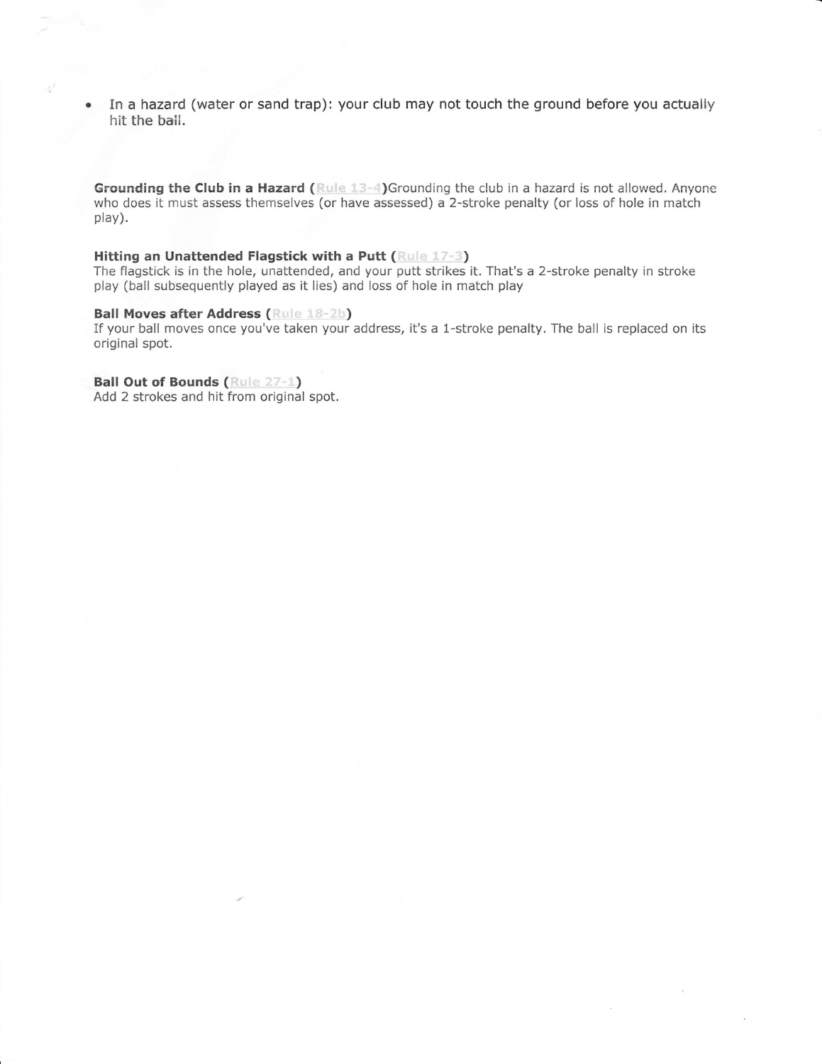- In a hazard (water or sand trap): your club may not touch the ground before you actually hit the ball.

**Grounding the Club in a Hazard (Rule 13-4)**Grounding the club in a hazard is not allowed. Anyone who does it must assess themselves (or have assessed) a 2-stroke penalty (or loss of hole in match play).

**Hitting an Unattended Flagstick with a Putt (Rule 17-3)**
The flagstick is in the hole, unattended, and your putt strikes it. That's a 2-stroke penalty in stroke play (ball subsequently played as it lies) and loss of hole in match play

**Ball Moves after Address (Rule 18-2b)**
If your ball moves once you've taken your address, it's a 1-stroke penalty. The ball is replaced on its original spot.

**Ball Out of Bounds (Rule 27-1)**
Add 2 strokes and hit from original spot.